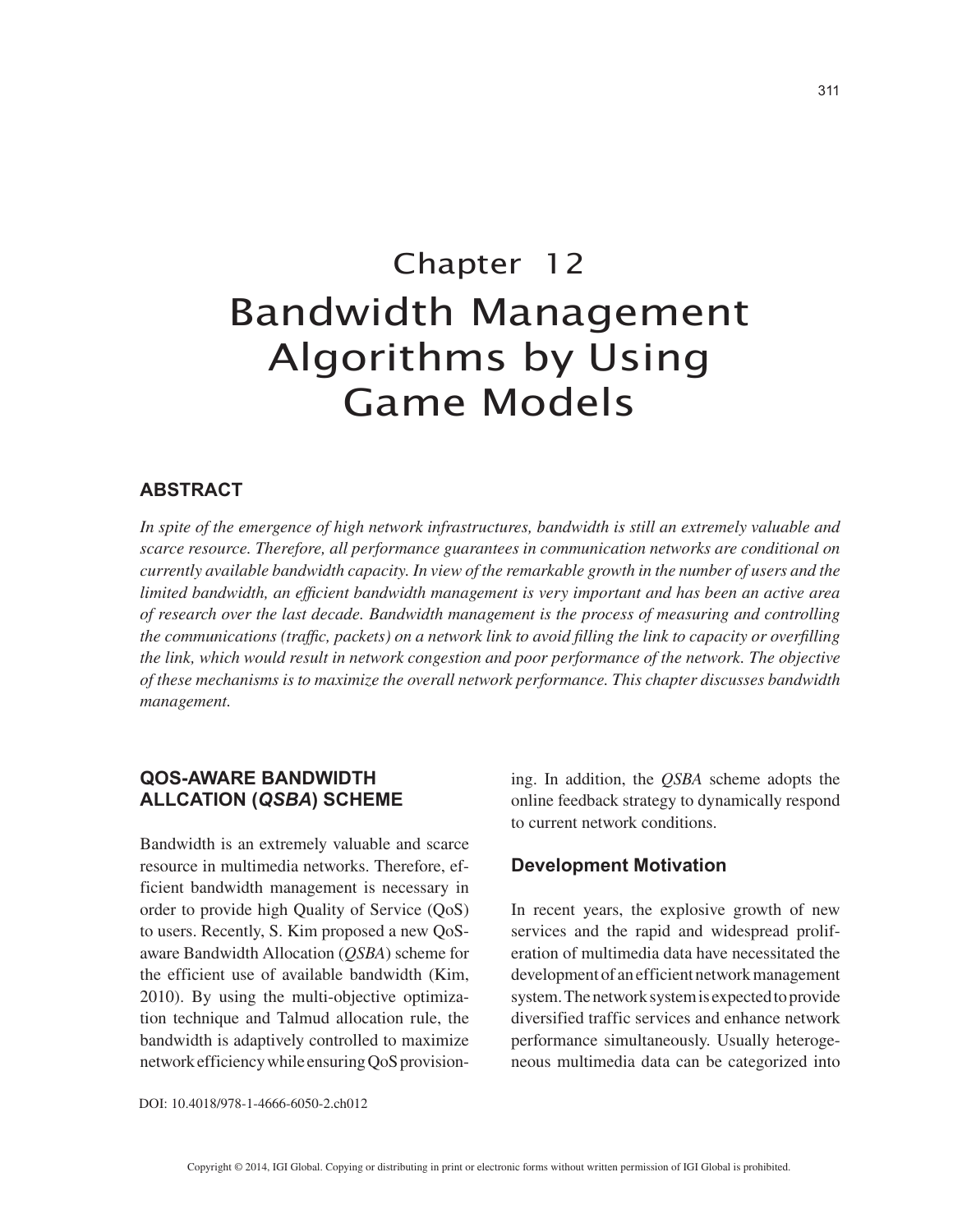# Chapter 12
# Bandwidth Management Algorithms by Using Game Models

## ABSTRACT

*In spite of the emergence of high network infrastructures, bandwidth is still an extremely valuable and scarce resource. Therefore, all performance guarantees in communication networks are conditional on currently available bandwidth capacity. In view of the remarkable growth in the number of users and the limited bandwidth, an efficient bandwidth management is very important and has been an active area of research over the last decade. Bandwidth management is the process of measuring and controlling the communications (traffic, packets) on a network link to avoid filling the link to capacity or overfilling the link, which would result in network congestion and poor performance of the network. The objective of these mechanisms is to maximize the overall network performance. This chapter discusses bandwidth management.*

## QOS-AWARE BANDWIDTH ALLCATION (*QSBA*) SCHEME

Bandwidth is an extremely valuable and scarce resource in multimedia networks. Therefore, efficient bandwidth management is necessary in order to provide high Quality of Service (QoS) to users. Recently, S. Kim proposed a new QoS-aware Bandwidth Allocation (*QSBA*) scheme for the efficient use of available bandwidth (Kim, 2010). By using the multi-objective optimization technique and Talmud allocation rule, the bandwidth is adaptively controlled to maximize network efficiency while ensuring QoS provisioning. In addition, the *QSBA* scheme adopts the online feedback strategy to dynamically respond to current network conditions.

### Development Motivation

In recent years, the explosive growth of new services and the rapid and widespread proliferation of multimedia data have necessitated the development of an efficient network management system. The network system is expected to provide diversified traffic services and enhance network performance simultaneously. Usually heterogeneous multimedia data can be categorized into

DOI: 10.4018/978-1-4666-6050-2.ch012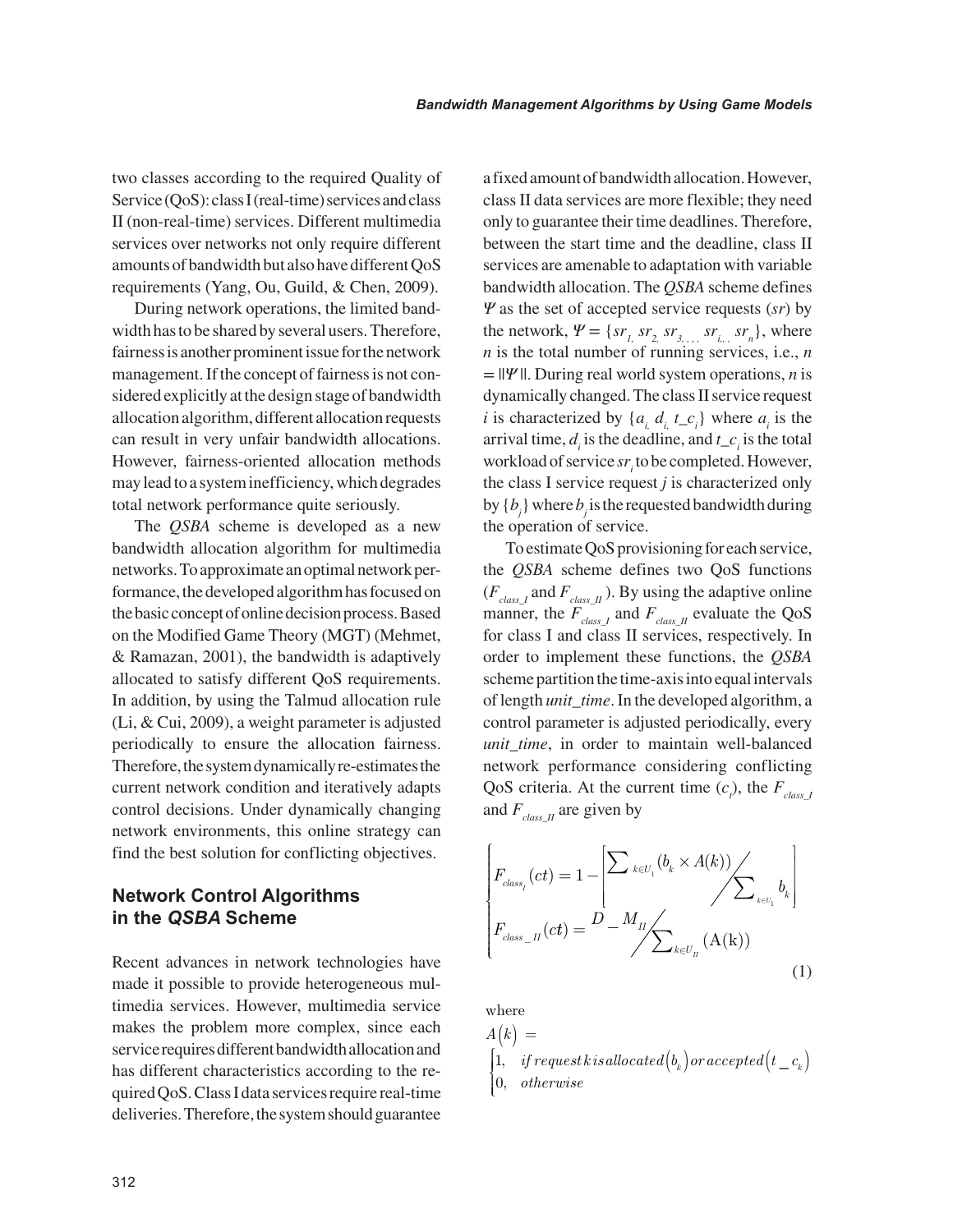two classes according to the required Quality of Service (QoS): class I (real-time) services and class II (non-real-time) services. Different multimedia services over networks not only require different amounts of bandwidth but also have different QoS requirements (Yang, Ou, Guild, & Chen, 2009).

During network operations, the limited bandwidth has to be shared by several users. Therefore, fairness is another prominent issue for the network management. If the concept of fairness is not considered explicitly at the design stage of bandwidth allocation algorithm, different allocation requests can result in very unfair bandwidth allocations. However, fairness-oriented allocation methods may lead to a system inefficiency, which degrades total network performance quite seriously.

The *QSBA* scheme is developed as a new bandwidth allocation algorithm for multimedia networks. To approximate an optimal network performance, the developed algorithm has focused on the basic concept of online decision process. Based on the Modified Game Theory (MGT) (Mehmet, & Ramazan, 2001), the bandwidth is adaptively allocated to satisfy different QoS requirements. In addition, by using the Talmud allocation rule (Li, & Cui, 2009), a weight parameter is adjusted periodically to ensure the allocation fairness. Therefore, the system dynamically re-estimates the current network condition and iteratively adapts control decisions. Under dynamically changing network environments, this online strategy can find the best solution for conflicting objectives.

## Network Control Algorithms in the *QSBA* Scheme

Recent advances in network technologies have made it possible to provide heterogeneous multimedia services. However, multimedia service makes the problem more complex, since each service requires different bandwidth allocation and has different characteristics according to the required QoS. Class I data services require real-time deliveries. Therefore, the system should guarantee a fixed amount of bandwidth allocation. However, class II data services are more flexible; they need only to guarantee their time deadlines. Therefore, between the start time and the deadline, class II services are amenable to adaptation with variable bandwidth allocation. The *QSBA* scheme defines $\Psi$ as the set of accepted service requests (*sr*) by the network, $\Psi = \{sr_{1,}\ sr_{2,}\ sr_{3,\ldots,}\ sr_{i,\ldots,}\ sr_n\}$, where $n$ is the total number of running services, i.e., $n = \|\Psi\|$. During real world system operations, $n$ is dynamically changed. The class II service request $i$ is characterized by $\{a_{i,}\ d_{i,}\ t\_c_i\}$ where $a_i$ is the arrival time, $d_i$ is the deadline, and $t\_c_i$ is the total workload of service $sr_i$ to be completed. However, the class I service request $j$ is characterized only by $\{b_j\}$ where $b_j$ is the requested bandwidth during the operation of service.

To estimate QoS provisioning for each service, the *QSBA* scheme defines two QoS functions ($F_{class\_I}$ and $F_{class\_II}$). By using the adaptive online manner, the $F_{class\_I}$ and $F_{class\_II}$ evaluate the QoS for class I and class II services, respectively. In order to implement these functions, the *QSBA* scheme partition the time-axis into equal intervals of length *unit_time*. In the developed algorithm, a control parameter is adjusted periodically, every *unit_time*, in order to maintain well-balanced network performance considering conflicting QoS criteria. At the current time ($c_t$), the $F_{class\_I}$ and $F_{class\_II}$ are given by

$$
\begin{cases}
F_{class_I}(ct) = 1 - \left[ \sum_{k \in U_1} (b_k \times A(k)) \Big/ \sum_{k \in U_1} b_k \right] \\
F_{class\_II}(ct) = D\_M_{II} \Big/ \sum_{k \in U_{II}} (\mathrm{A(k)})
\end{cases}
\tag{1}
$$

where

$$
A(k) = \begin{cases} 1, & if\ request\ k\ is\ allocated(b_k)\ or\ accepted(t\_c_k) \\ 0, & otherwise \end{cases}
$$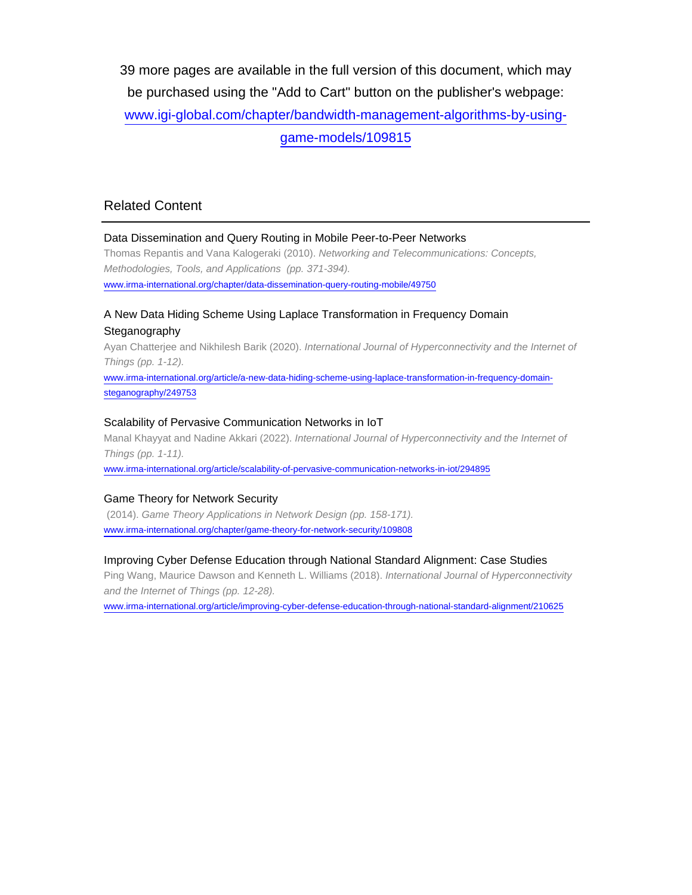39 more pages are available in the full version of this document, which may be purchased using the "Add to Cart" button on the publisher's webpage: www.igi-global.com/chapter/bandwidth-management-algorithms-by-using-game-models/109815

## Related Content

Data Dissemination and Query Routing in Mobile Peer-to-Peer Networks
Thomas Repantis and Vana Kalogeraki (2010). *Networking and Telecommunications: Concepts, Methodologies, Tools, and Applications (pp. 371-394).*
www.irma-international.org/chapter/data-dissemination-query-routing-mobile/49750

A New Data Hiding Scheme Using Laplace Transformation in Frequency Domain Steganography
Ayan Chatterjee and Nikhilesh Barik (2020). *International Journal of Hyperconnectivity and the Internet of Things (pp. 1-12).*
www.irma-international.org/article/a-new-data-hiding-scheme-using-laplace-transformation-in-frequency-domain-steganography/249753

Scalability of Pervasive Communication Networks in IoT
Manal Khayyat and Nadine Akkari (2022). *International Journal of Hyperconnectivity and the Internet of Things (pp. 1-11).*
www.irma-international.org/article/scalability-of-pervasive-communication-networks-in-iot/294895

Game Theory for Network Security
(2014). *Game Theory Applications in Network Design (pp. 158-171).*
www.irma-international.org/chapter/game-theory-for-network-security/109808

Improving Cyber Defense Education through National Standard Alignment: Case Studies
Ping Wang, Maurice Dawson and Kenneth L. Williams (2018). *International Journal of Hyperconnectivity and the Internet of Things (pp. 12-28).*
www.irma-international.org/article/improving-cyber-defense-education-through-national-standard-alignment/210625